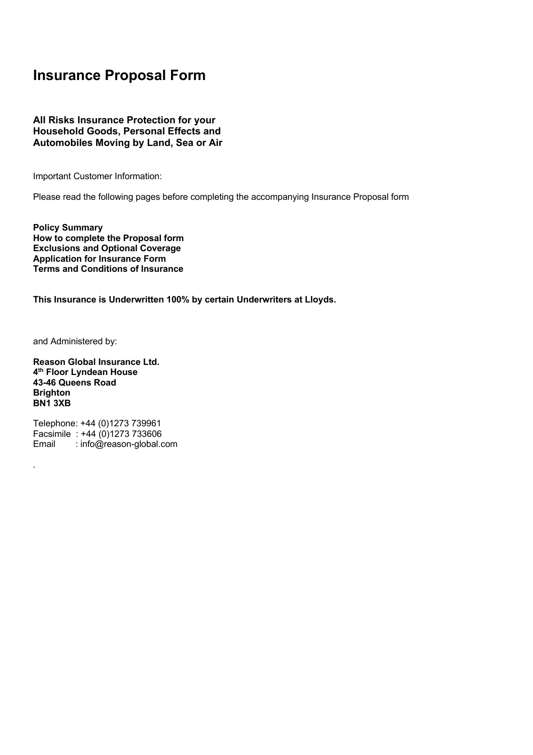# Insurance Proposal Form

**All Risks Insurance Protection for your Household Goods, Personal Effects and Automobiles Moving by Land, Sea or Air**

Important Customer Information:

Please read the following pages before completing the accompanying Insurance Proposal form

**Policy Summary**
**How to complete the Proposal form**
**Exclusions and Optional Coverage**
**Application for Insurance Form**
**Terms and Conditions of Insurance**

**This Insurance is Underwritten 100% by certain Underwriters at Lloyds.**

and Administered by:

**Reason Global Insurance Ltd.**
**4th Floor Lyndean House**
**43-46 Queens Road**
**Brighton**
**BN1 3XB**

Telephone: +44 (0)1273 739961
Facsimile : +44 (0)1273 733606
Email : info@reason-global.com

.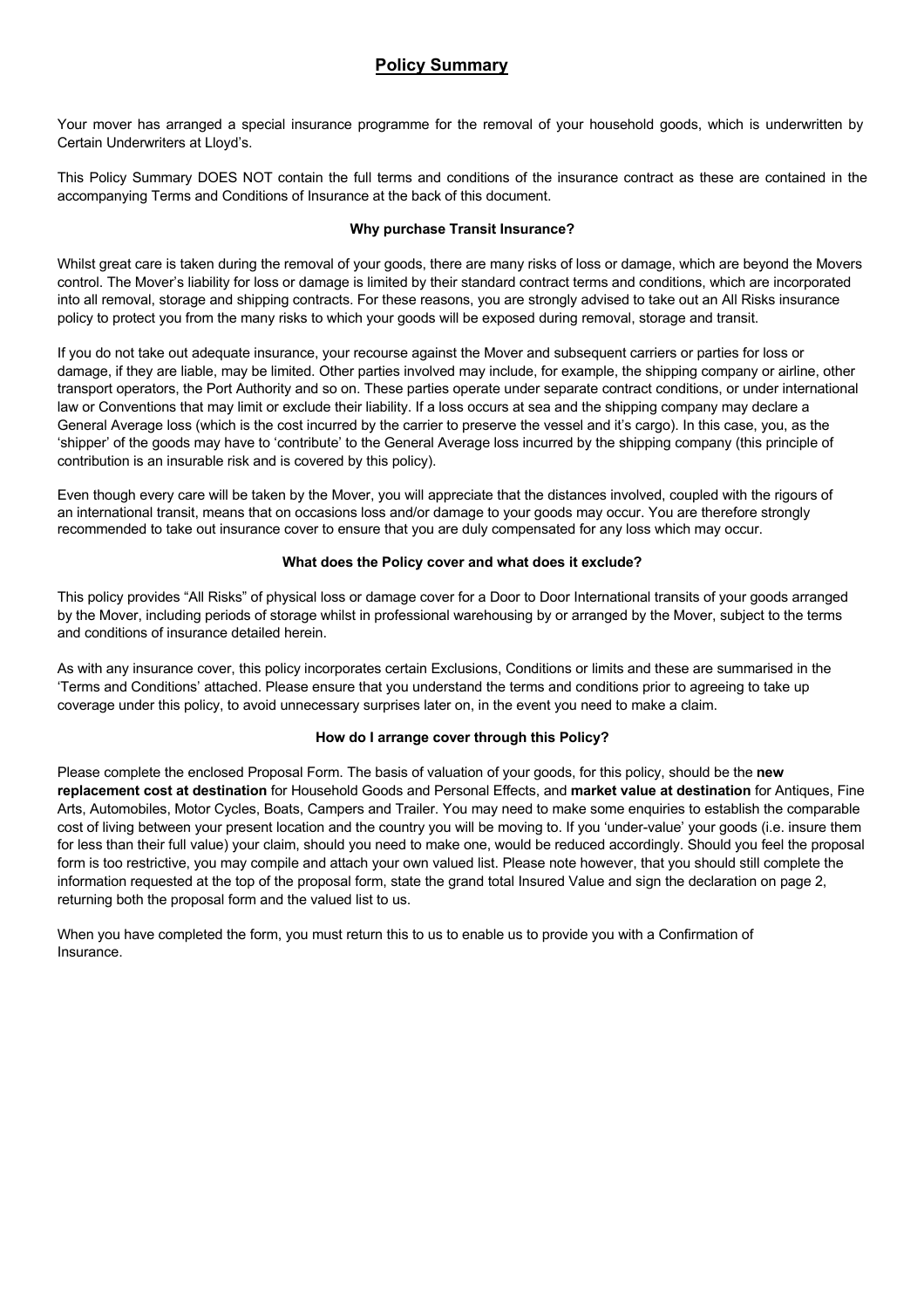# Policy Summary

Your mover has arranged a special insurance programme for the removal of your household goods, which is underwritten by Certain Underwriters at Lloyd's.

This Policy Summary DOES NOT contain the full terms and conditions of the insurance contract as these are contained in the accompanying Terms and Conditions of Insurance at the back of this document.

### Why purchase Transit Insurance?

Whilst great care is taken during the removal of your goods, there are many risks of loss or damage, which are beyond the Movers control. The Mover's liability for loss or damage is limited by their standard contract terms and conditions, which are incorporated into all removal, storage and shipping contracts. For these reasons, you are strongly advised to take out an All Risks insurance policy to protect you from the many risks to which your goods will be exposed during removal, storage and transit.

If you do not take out adequate insurance, your recourse against the Mover and subsequent carriers or parties for loss or damage, if they are liable, may be limited. Other parties involved may include, for example, the shipping company or airline, other transport operators, the Port Authority and so on. These parties operate under separate contract conditions, or under international law or Conventions that may limit or exclude their liability. If a loss occurs at sea and the shipping company may declare a General Average loss (which is the cost incurred by the carrier to preserve the vessel and it's cargo). In this case, you, as the 'shipper' of the goods may have to 'contribute' to the General Average loss incurred by the shipping company (this principle of contribution is an insurable risk and is covered by this policy).

Even though every care will be taken by the Mover, you will appreciate that the distances involved, coupled with the rigours of an international transit, means that on occasions loss and/or damage to your goods may occur. You are therefore strongly recommended to take out insurance cover to ensure that you are duly compensated for any loss which may occur.

### What does the Policy cover and what does it exclude?

This policy provides "All Risks" of physical loss or damage cover for a Door to Door International transits of your goods arranged by the Mover, including periods of storage whilst in professional warehousing by or arranged by the Mover, subject to the terms and conditions of insurance detailed herein.

As with any insurance cover, this policy incorporates certain Exclusions, Conditions or limits and these are summarised in the 'Terms and Conditions' attached. Please ensure that you understand the terms and conditions prior to agreeing to take up coverage under this policy, to avoid unnecessary surprises later on, in the event you need to make a claim.

### How do I arrange cover through this Policy?

Please complete the enclosed Proposal Form. The basis of valuation of your goods, for this policy, should be the **new replacement cost at destination** for Household Goods and Personal Effects, and **market value at destination** for Antiques, Fine Arts, Automobiles, Motor Cycles, Boats, Campers and Trailer. You may need to make some enquiries to establish the comparable cost of living between your present location and the country you will be moving to. If you 'under-value' your goods (i.e. insure them for less than their full value) your claim, should you need to make one, would be reduced accordingly. Should you feel the proposal form is too restrictive, you may compile and attach your own valued list. Please note however, that you should still complete the information requested at the top of the proposal form, state the grand total Insured Value and sign the declaration on page 2, returning both the proposal form and the valued list to us.

When you have completed the form, you must return this to us to enable us to provide you with a Confirmation of Insurance.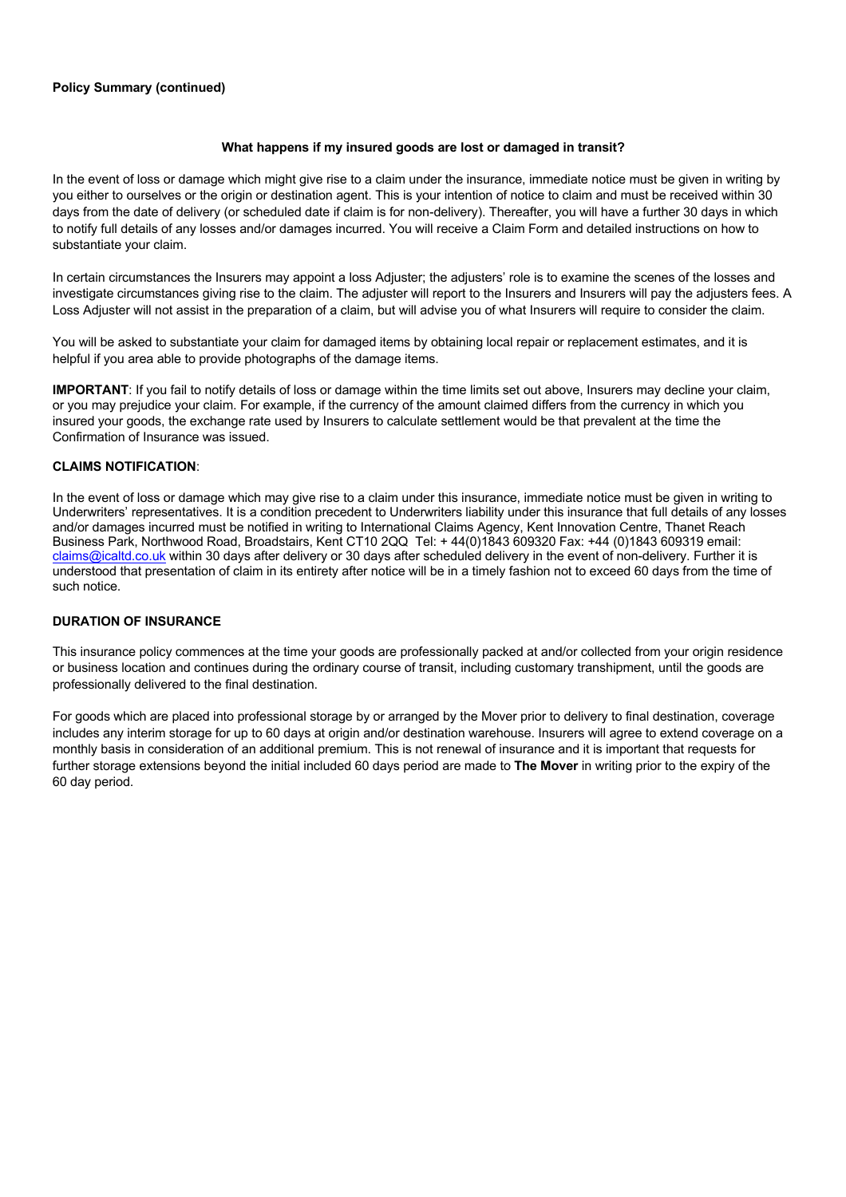**Policy Summary (continued)**

### What happens if my insured goods are lost or damaged in transit?

In the event of loss or damage which might give rise to a claim under the insurance, immediate notice must be given in writing by you either to ourselves or the origin or destination agent. This is your intention of notice to claim and must be received within 30 days from the date of delivery (or scheduled date if claim is for non-delivery). Thereafter, you will have a further 30 days in which to notify full details of any losses and/or damages incurred. You will receive a Claim Form and detailed instructions on how to substantiate your claim.

In certain circumstances the Insurers may appoint a loss Adjuster; the adjusters' role is to examine the scenes of the losses and investigate circumstances giving rise to the claim. The adjuster will report to the Insurers and Insurers will pay the adjusters fees. A Loss Adjuster will not assist in the preparation of a claim, but will advise you of what Insurers will require to consider the claim.

You will be asked to substantiate your claim for damaged items by obtaining local repair or replacement estimates, and it is helpful if you area able to provide photographs of the damage items.

**IMPORTANT**: If you fail to notify details of loss or damage within the time limits set out above, Insurers may decline your claim, or you may prejudice your claim. For example, if the currency of the amount claimed differs from the currency in which you insured your goods, the exchange rate used by Insurers to calculate settlement would be that prevalent at the time the Confirmation of Insurance was issued.

**CLAIMS NOTIFICATION**:

In the event of loss or damage which may give rise to a claim under this insurance, immediate notice must be given in writing to Underwriters' representatives. It is a condition precedent to Underwriters liability under this insurance that full details of any losses and/or damages incurred must be notified in writing to International Claims Agency, Kent Innovation Centre, Thanet Reach Business Park, Northwood Road, Broadstairs, Kent CT10 2QQ Tel: + 44(0)1843 609320 Fax: +44 (0)1843 609319 email: claims@icaltd.co.uk within 30 days after delivery or 30 days after scheduled delivery in the event of non-delivery. Further it is understood that presentation of claim in its entirety after notice will be in a timely fashion not to exceed 60 days from the time of such notice.

**DURATION OF INSURANCE**

This insurance policy commences at the time your goods are professionally packed at and/or collected from your origin residence or business location and continues during the ordinary course of transit, including customary transhipment, until the goods are professionally delivered to the final destination.

For goods which are placed into professional storage by or arranged by the Mover prior to delivery to final destination, coverage includes any interim storage for up to 60 days at origin and/or destination warehouse. Insurers will agree to extend coverage on a monthly basis in consideration of an additional premium. This is not renewal of insurance and it is important that requests for further storage extensions beyond the initial included 60 days period are made to **The Mover** in writing prior to the expiry of the 60 day period.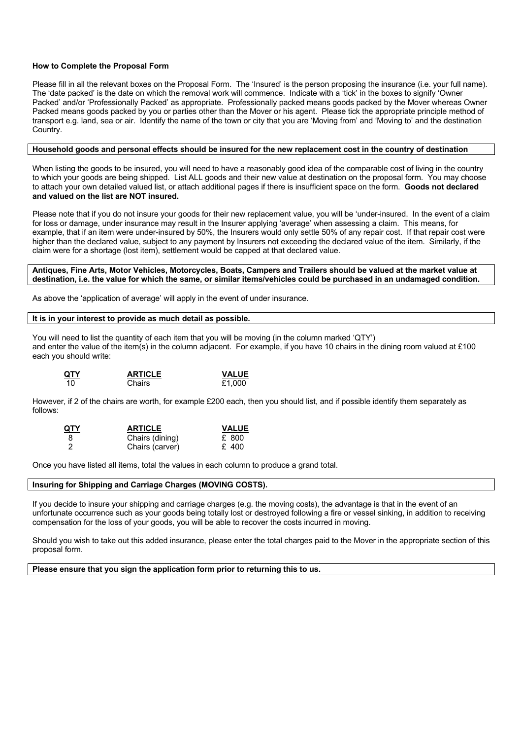**How to Complete the Proposal Form**

Please fill in all the relevant boxes on the Proposal Form. The 'Insured' is the person proposing the insurance (i.e. your full name). The 'date packed' is the date on which the removal work will commence. Indicate with a 'tick' in the boxes to signify 'Owner Packed' and/or 'Professionally Packed' as appropriate. Professionally packed means goods packed by the Mover whereas Owner Packed means goods packed by you or parties other than the Mover or his agent. Please tick the appropriate principle method of transport e.g. land, sea or air. Identify the name of the town or city that you are 'Moving from' and 'Moving to' and the destination Country.

**Household goods and personal effects should be insured for the new replacement cost in the country of destination**

When listing the goods to be insured, you will need to have a reasonably good idea of the comparable cost of living in the country to which your goods are being shipped. List ALL goods and their new value at destination on the proposal form. You may choose to attach your own detailed valued list, or attach additional pages if there is insufficient space on the form. **Goods not declared and valued on the list are NOT insured.**

Please note that if you do not insure your goods for their new replacement value, you will be 'under-insured. In the event of a claim for loss or damage, under insurance may result in the Insurer applying 'average' when assessing a claim. This means, for example, that if an item were under-insured by 50%, the Insurers would only settle 50% of any repair cost. If that repair cost were higher than the declared value, subject to any payment by Insurers not exceeding the declared value of the item. Similarly, if the claim were for a shortage (lost item), settlement would be capped at that declared value.

**Antiques, Fine Arts, Motor Vehicles, Motorcycles, Boats, Campers and Trailers should be valued at the market value at destination, i.e. the value for which the same, or similar items/vehicles could be purchased in an undamaged condition.**

As above the 'application of average' will apply in the event of under insurance.

**It is in your interest to provide as much detail as possible.**

You will need to list the quantity of each item that you will be moving (in the column marked 'QTY') and enter the value of the item(s) in the column adjacent. For example, if you have 10 chairs in the dining room valued at £100 each you should write:

| QTY | ARTICLE | VALUE |
|---|---|---|
| 10 | Chairs | £1,000 |

However, if 2 of the chairs are worth, for example £200 each, then you should list, and if possible identify them separately as follows:

| QTY | ARTICLE | VALUE |
|---|---|---|
| 8 | Chairs (dining) | £ 800 |
| 2 | Chairs (carver) | £ 400 |

Once you have listed all items, total the values in each column to produce a grand total.

**Insuring for Shipping and Carriage Charges (MOVING COSTS).**

If you decide to insure your shipping and carriage charges (e.g. the moving costs), the advantage is that in the event of an unfortunate occurrence such as your goods being totally lost or destroyed following a fire or vessel sinking, in addition to receiving compensation for the loss of your goods, you will be able to recover the costs incurred in moving.

Should you wish to take out this added insurance, please enter the total charges paid to the Mover in the appropriate section of this proposal form.

**Please ensure that you sign the application form prior to returning this to us.**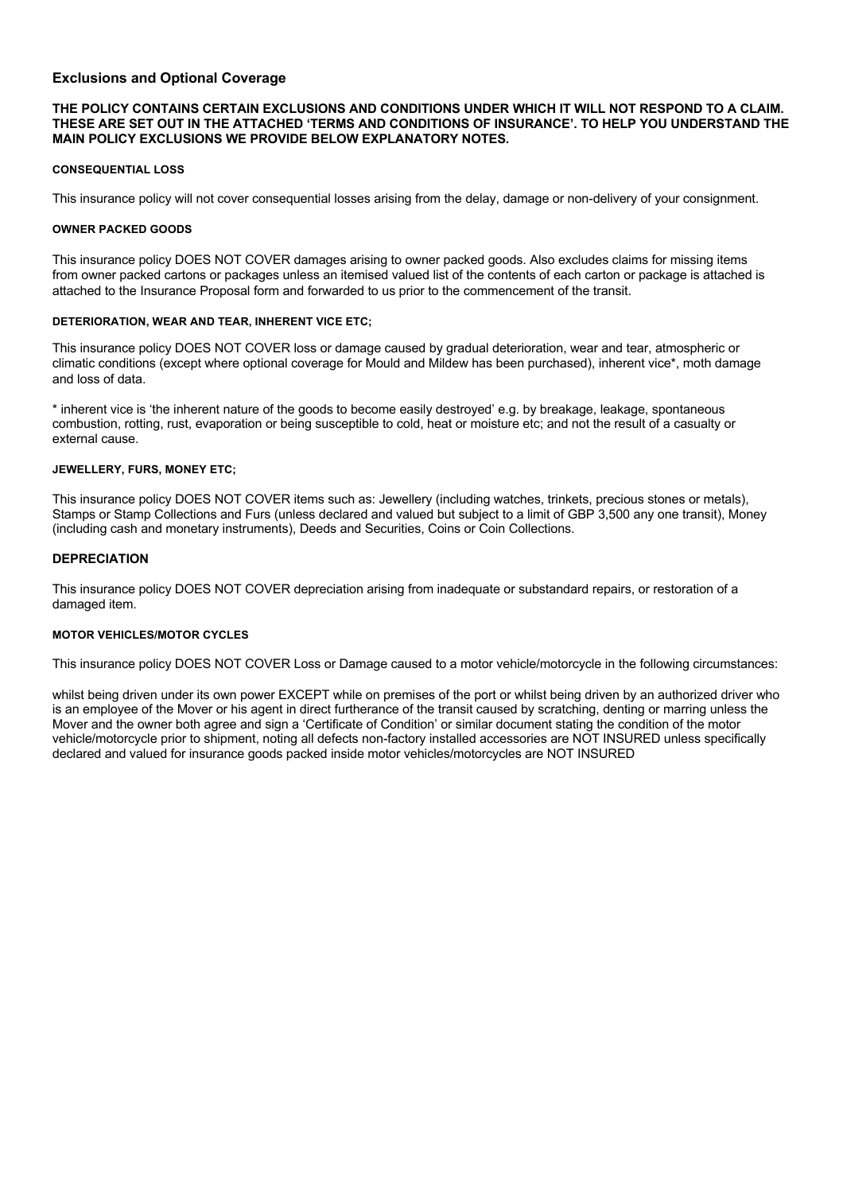## Exclusions and Optional Coverage

**THE POLICY CONTAINS CERTAIN EXCLUSIONS AND CONDITIONS UNDER WHICH IT WILL NOT RESPOND TO A CLAIM. THESE ARE SET OUT IN THE ATTACHED 'TERMS AND CONDITIONS OF INSURANCE'. TO HELP YOU UNDERSTAND THE MAIN POLICY EXCLUSIONS WE PROVIDE BELOW EXPLANATORY NOTES.**

#### CONSEQUENTIAL LOSS

This insurance policy will not cover consequential losses arising from the delay, damage or non-delivery of your consignment.

#### OWNER PACKED GOODS

This insurance policy DOES NOT COVER damages arising to owner packed goods. Also excludes claims for missing items from owner packed cartons or packages unless an itemised valued list of the contents of each carton or package is attached is attached to the Insurance Proposal form and forwarded to us prior to the commencement of the transit.

#### DETERIORATION, WEAR AND TEAR, INHERENT VICE ETC;

This insurance policy DOES NOT COVER loss or damage caused by gradual deterioration, wear and tear, atmospheric or climatic conditions (except where optional coverage for Mould and Mildew has been purchased), inherent vice*, moth damage and loss of data.

* inherent vice is 'the inherent nature of the goods to become easily destroyed' e.g. by breakage, leakage, spontaneous combustion, rotting, rust, evaporation or being susceptible to cold, heat or moisture etc; and not the result of a casualty or external cause.

#### JEWELLERY, FURS, MONEY ETC;

This insurance policy DOES NOT COVER items such as: Jewellery (including watches, trinkets, precious stones or metals), Stamps or Stamp Collections and Furs (unless declared and valued but subject to a limit of GBP 3,500 any one transit), Money (including cash and monetary instruments), Deeds and Securities, Coins or Coin Collections.

### DEPRECIATION

This insurance policy DOES NOT COVER depreciation arising from inadequate or substandard repairs, or restoration of a damaged item.

#### MOTOR VEHICLES/MOTOR CYCLES

This insurance policy DOES NOT COVER Loss or Damage caused to a motor vehicle/motorcycle in the following circumstances:

whilst being driven under its own power EXCEPT while on premises of the port or whilst being driven by an authorized driver who is an employee of the Mover or his agent in direct furtherance of the transit caused by scratching, denting or marring unless the Mover and the owner both agree and sign a 'Certificate of Condition' or similar document stating the condition of the motor vehicle/motorcycle prior to shipment, noting all defects non-factory installed accessories are NOT INSURED unless specifically declared and valued for insurance goods packed inside motor vehicles/motorcycles are NOT INSURED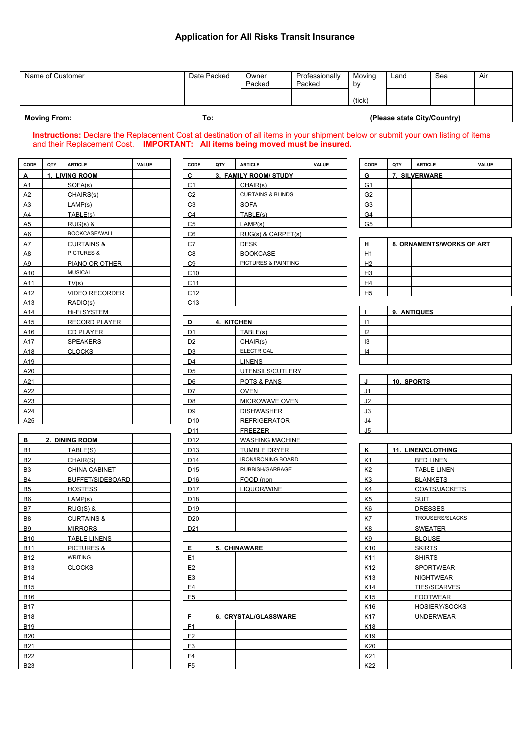# Application for All Risks Transit Insurance

| Name of Customer | Date Packed | Owner Packed | Professionally Packed | Moving by (tick) | Land | Sea | Air |
|---|---|---|---|---|---|---|---|
| | | | | | | | |
| **Moving From:** | **To:** | | | **(Please state City/Country)** | | | |

**Instructions:** Declare the Replacement Cost at destination of all items in your shipment below or submit your own listing of items and their Replacement Cost. **IMPORTANT: All items being moved must be insured.**

| CODE | QTY | ARTICLE | VALUE |
|---|---|---|---|
| **A** | **1. LIVING ROOM** | | |
| A1 | | SOFA(s) | |
| A2 | | CHAIRS(s) | |
| A3 | | LAMP(s) | |
| A4 | | TABLE(s) | |
| A5 | | RUG(s) & | |
| A6 | | BOOKCASE/WALL | |
| A7 | | CURTAINS & | |
| A8 | | PICTURES & | |
| A9 | | PIANO OR OTHER | |
| A10 | | MUSICAL | |
| A11 | | TV(s) | |
| A12 | | VIDEO RECORDER | |
| A13 | | RADIO(s) | |
| A14 | | Hi-Fi SYSTEM | |
| A15 | | RECORD PLAYER | |
| A16 | | CD PLAYER | |
| A17 | | SPEAKERS | |
| A18 | | CLOCKS | |
| A19 | | | |
| A20 | | | |
| A21 | | | |
| A22 | | | |
| A23 | | | |
| A24 | | | |
| A25 | | | |

| CODE | QTY | ARTICLE | VALUE |
|---|---|---|---|
| **B** | **2. DINING ROOM** | | |
| B1 | | TABLE(S) | |
| B2 | | CHAIR(S) | |
| B3 | | CHINA CABINET | |
| B4 | | BUFFET/SIDEBOARD | |
| B5 | | HOSTESS | |
| B6 | | LAMP(s) | |
| B7 | | RUG(S) & | |
| B8 | | CURTAINS & | |
| B9 | | MIRRORS | |
| B10 | | TABLE LINENS | |
| B11 | | PICTURES & | |
| B12 | | WRITING | |
| B13 | | CLOCKS | |
| B14 | | | |
| B15 | | | |
| B16 | | | |
| B17 | | | |
| B18 | | | |
| B19 | | | |
| B20 | | | |
| B21 | | | |
| B22 | | | |
| B23 | | | |

| CODE | QTY | ARTICLE | VALUE |
|---|---|---|---|
| **C** | **3. FAMILY ROOM/ STUDY** | | |
| C1 | | CHAIR(s) | |
| C2 | | CURTAINS & BLINDS | |
| C3 | | SOFA | |
| C4 | | TABLE(s) | |
| C5 | | LAMP(s) | |
| C6 | | RUG(s) & CARPET(s) | |
| C7 | | DESK | |
| C8 | | BOOKCASE | |
| C9 | | PICTURES & PAINTING | |
| C10 | | | |
| C11 | | | |
| C12 | | | |
| C13 | | | |

| CODE | QTY | ARTICLE | VALUE |
|---|---|---|---|
| **D** | **4. KITCHEN** | | |
| D1 | | TABLE(s) | |
| D2 | | CHAIR(s) | |
| D3 | | ELECTRICAL | |
| D4 | | LINENS | |
| D5 | | UTENSILS/CUTLERY | |
| D6 | | POTS & PANS | |
| D7 | | OVEN | |
| D8 | | MICROWAVE OVEN | |
| D9 | | DISHWASHER | |
| D10 | | REFRIGERATOR | |
| D11 | | FREEZER | |
| D12 | | WASHING MACHINE | |
| D13 | | TUMBLE DRYER | |
| D14 | | IRON/IRONING BOARD | |
| D15 | | RUBBISH/GARBAGE | |
| D16 | | FOOD (non | |
| D17 | | LIQUOR/WINE | |
| D18 | | | |
| D19 | | | |
| D20 | | | |
| D21 | | | |

| CODE | QTY | ARTICLE | VALUE |
|---|---|---|---|
| **E** | **5. CHINAWARE** | | |
| E1 | | | |
| E2 | | | |
| E3 | | | |
| E4 | | | |
| E5 | | | |

| CODE | QTY | ARTICLE | VALUE |
|---|---|---|---|
| **F** | **6. CRYSTAL/GLASSWARE** | | |
| F1 | | | |
| F2 | | | |
| F3 | | | |
| F4 | | | |
| F5 | | | |

| CODE | QTY | ARTICLE | VALUE |
|---|---|---|---|
| **G** | **7. SILVERWARE** | | |
| G1 | | | |
| G2 | | | |
| G3 | | | |
| G4 | | | |
| G5 | | | |

| CODE | QTY | ARTICLE | VALUE |
|---|---|---|---|
| **H** | **8. ORNAMENTS/WORKS OF ART** | | |
| H1 | | | |
| H2 | | | |
| H3 | | | |
| H4 | | | |
| H5 | | | |

| CODE | QTY | ARTICLE | VALUE |
|---|---|---|---|
| **I** | **9. ANTIQUES** | | |
| I1 | | | |
| I2 | | | |
| I3 | | | |
| I4 | | | |
| | | | |

| CODE | QTY | ARTICLE | VALUE |
|---|---|---|---|
| **J** | **10. SPORTS** | | |
| J1 | | | |
| J2 | | | |
| J3 | | | |
| J4 | | | |
| J5 | | | |

| CODE | QTY | ARTICLE | VALUE |
|---|---|---|---|
| **K** | **11. LINEN/CLOTHING** | | |
| K1 | | BED LINEN | |
| K2 | | TABLE LINEN | |
| K3 | | BLANKETS | |
| K4 | | COATS/JACKETS | |
| K5 | | SUIT | |
| K6 | | DRESSES | |
| K7 | | TROUSERS/SLACKS | |
| K8 | | SWEATER | |
| K9 | | BLOUSE | |
| K10 | | SKIRTS | |
| K11 | | SHIRTS | |
| K12 | | SPORTWEAR | |
| K13 | | NIGHTWEAR | |
| K14 | | TIES/SCARVES | |
| K15 | | FOOTWEAR | |
| K16 | | HOSIERY/SOCKS | |
| K17 | | UNDERWEAR | |
| K18 | | | |
| K19 | | | |
| K20 | | | |
| K21 | | | |
| K22 | | | |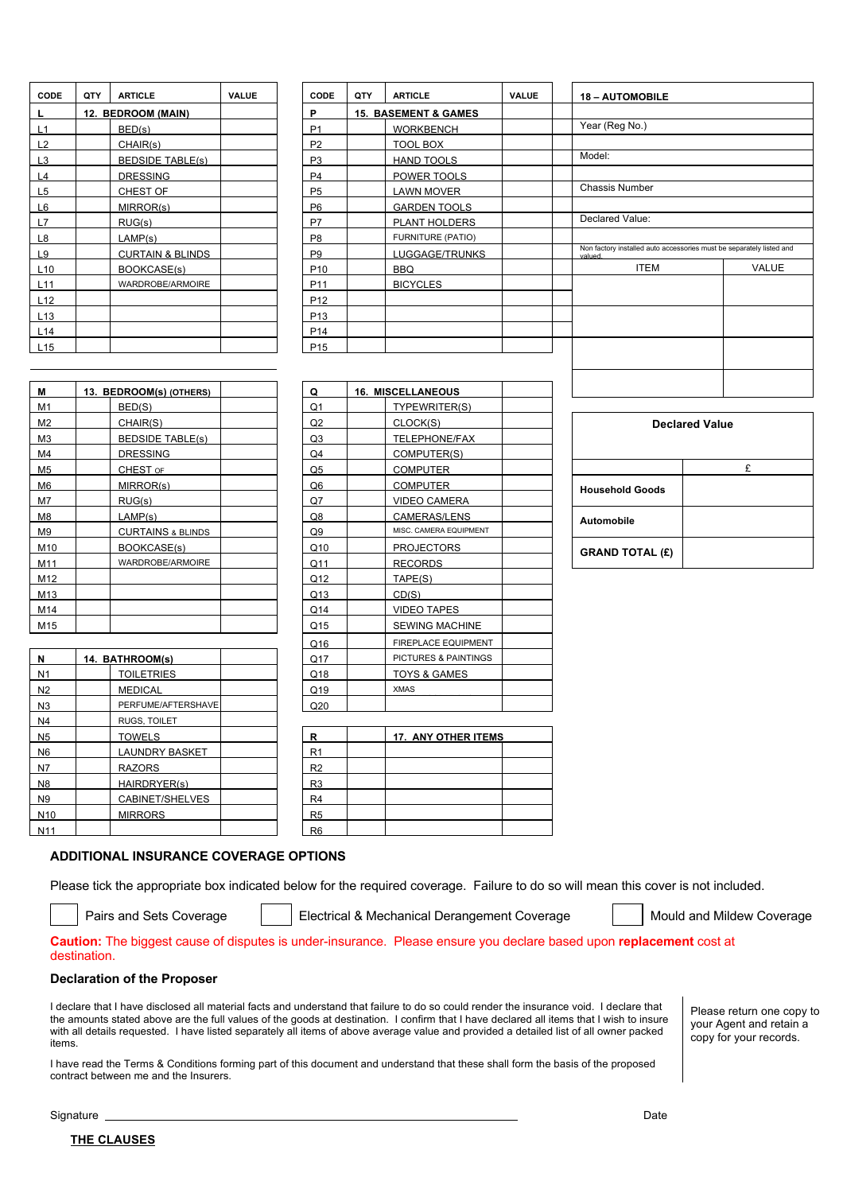| CODE | QTY | ARTICLE | VALUE |
|---|---|---|---|
| L | | 12. BEDROOM (MAIN) | |
| L1 | | BED(s) | |
| L2 | | CHAIR(s) | |
| L3 | | BEDSIDE TABLE(s) | |
| L4 | | DRESSING | |
| L5 | | CHEST OF | |
| L6 | | MIRROR(s) | |
| L7 | | RUG(s) | |
| L8 | | LAMP(s) | |
| L9 | | CURTAIN & BLINDS | |
| L10 | | BOOKCASE(s) | |
| L11 | | WARDROBE/ARMOIRE | |
| L12 | | | |
| L13 | | | |
| L14 | | | |
| L15 | | | |

| CODE | QTY | ARTICLE | VALUE |
|---|---|---|---|
| M | | 13. BEDROOM(s) (OTHERS) | |
| M1 | | BED(S) | |
| M2 | | CHAIR(S) | |
| M3 | | BEDSIDE TABLE(s) | |
| M4 | | DRESSING | |
| M5 | | CHEST OF | |
| M6 | | MIRROR(s) | |
| M7 | | RUG(s) | |
| M8 | | LAMP(s) | |
| M9 | | CURTAINS & BLINDS | |
| M10 | | BOOKCASE(s) | |
| M11 | | WARDROBE/ARMOIRE | |
| M12 | | | |
| M13 | | | |
| M14 | | | |
| M15 | | | |

| CODE | QTY | ARTICLE | VALUE |
|---|---|---|---|
| N | | 14. BATHROOM(s) | |
| N1 | | TOILETRIES | |
| N2 | | MEDICAL | |
| N3 | | PERFUME/AFTERSHAVE | |
| N4 | | RUGS, TOILET | |
| N5 | | TOWELS | |
| N6 | | LAUNDRY BASKET | |
| N7 | | RAZORS | |
| N8 | | HAIRDRYER(s) | |
| N9 | | CABINET/SHELVES | |
| N10 | | MIRRORS | |
| N11 | | | |

| CODE | QTY | ARTICLE | VALUE |
|---|---|---|---|
| P | | 15. BASEMENT & GAMES | |
| P1 | | WORKBENCH | |
| P2 | | TOOL BOX | |
| P3 | | HAND TOOLS | |
| P4 | | POWER TOOLS | |
| P5 | | LAWN MOVER | |
| P6 | | GARDEN TOOLS | |
| P7 | | PLANT HOLDERS | |
| P8 | | FURNITURE (PATIO) | |
| P9 | | LUGGAGE/TRUNKS | |
| P10 | | BBQ | |
| P11 | | BICYCLES | |
| P12 | | | |
| P13 | | | |
| P14 | | | |
| P15 | | | |

| CODE | QTY | ARTICLE | VALUE |
|---|---|---|---|
| Q | | 16. MISCELLANEOUS | |
| Q1 | | TYPEWRITER(S) | |
| Q2 | | CLOCK(S) | |
| Q3 | | TELEPHONE/FAX | |
| Q4 | | COMPUTER(S) | |
| Q5 | | COMPUTER | |
| Q6 | | COMPUTER | |
| Q7 | | VIDEO CAMERA | |
| Q8 | | CAMERAS/LENS | |
| Q9 | | MISC. CAMERA EQUIPMENT | |
| Q10 | | PROJECTORS | |
| Q11 | | RECORDS | |
| Q12 | | TAPE(S) | |
| Q13 | | CD(S) | |
| Q14 | | VIDEO TAPES | |
| Q15 | | SEWING MACHINE | |
| Q16 | | FIREPLACE EQUIPMENT | |
| Q17 | | PICTURES & PAINTINGS | |
| Q18 | | TOYS & GAMES | |
| Q19 | | XMAS | |
| Q20 | | | |

| CODE | QTY | ARTICLE | VALUE |
|---|---|---|---|
| R | | 17. ANY OTHER ITEMS | |
| R1 | | | |
| R2 | | | |
| R3 | | | |
| R4 | | | |
| R5 | | | |
| R6 | | | |

| 18 – AUTOMOBILE | |
|---|---|
| Year (Reg No.) | |
| Model: | |
| Chassis Number | |
| Declared Value: | |
| Non factory installed auto accessories must be separately listed and valued. | |
| ITEM | VALUE |
| | |
| | |
| | |
| | |

| Declared Value | |
|---|---|
| | £ |
| **Household Goods** | |
| **Automobile** | |
| **GRAND TOTAL (£)** | |

## ADDITIONAL INSURANCE COVERAGE OPTIONS

Please tick the appropriate box indicated below for the required coverage. Failure to do so will mean this cover is not included.

☐ Pairs and Sets Coverage ☐ Electrical & Mechanical Derangement Coverage ☐ Mould and Mildew Coverage

**Caution:** The biggest cause of disputes is under-insurance. Please ensure you declare based upon **replacement** cost at destination.

### Declaration of the Proposer

I declare that I have disclosed all material facts and understand that failure to do so could render the insurance void. I declare that the amounts stated above are the full values of the goods at destination. I confirm that I have declared all items that I wish to insure with all details requested. I have listed separately all items of above average value and provided a detailed list of all owner packed items.

I have read the Terms & Conditions forming part of this document and understand that these shall form the basis of the proposed contract between me and the Insurers.

Please return one copy to your Agent and retain a copy for your records.

Signature ______________________________________________ Date

**THE CLAUSES**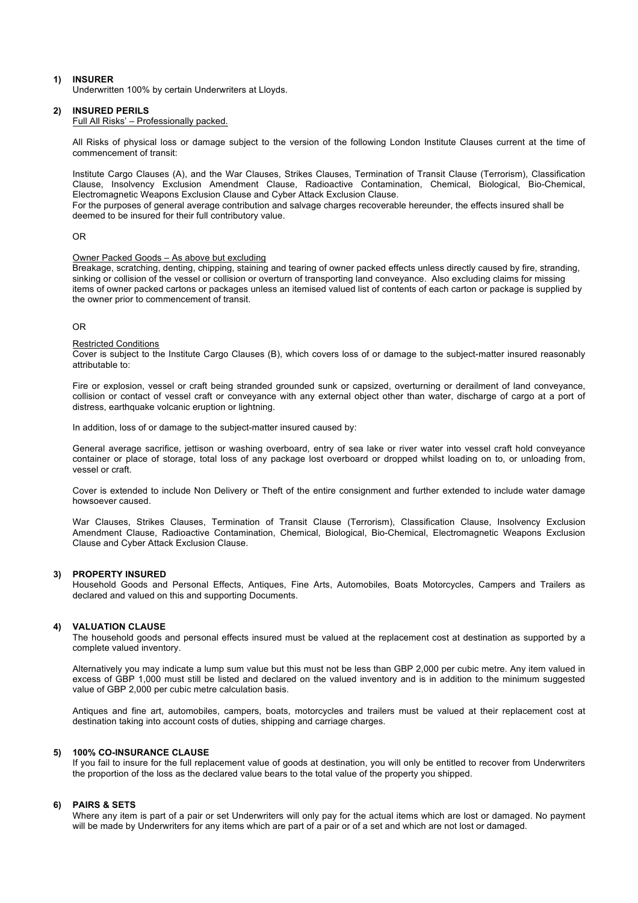## 1) INSURER

Underwritten 100% by certain Underwriters at Lloyds.

## 2) INSURED PERILS

Full All Risks' – Professionally packed.

All Risks of physical loss or damage subject to the version of the following London Institute Clauses current at the time of commencement of transit:

Institute Cargo Clauses (A), and the War Clauses, Strikes Clauses, Termination of Transit Clause (Terrorism), Classification Clause, Insolvency Exclusion Amendment Clause, Radioactive Contamination, Chemical, Biological, Bio-Chemical, Electromagnetic Weapons Exclusion Clause and Cyber Attack Exclusion Clause.
For the purposes of general average contribution and salvage charges recoverable hereunder, the effects insured shall be deemed to be insured for their full contributory value.

OR

Owner Packed Goods – As above but excluding
Breakage, scratching, denting, chipping, staining and tearing of owner packed effects unless directly caused by fire, stranding, sinking or collision of the vessel or collision or overturn of transporting land conveyance. Also excluding claims for missing items of owner packed cartons or packages unless an itemised valued list of contents of each carton or package is supplied by the owner prior to commencement of transit.

OR

Restricted Conditions
Cover is subject to the Institute Cargo Clauses (B), which covers loss of or damage to the subject-matter insured reasonably attributable to:

Fire or explosion, vessel or craft being stranded grounded sunk or capsized, overturning or derailment of land conveyance, collision or contact of vessel craft or conveyance with any external object other than water, discharge of cargo at a port of distress, earthquake volcanic eruption or lightning.

In addition, loss of or damage to the subject-matter insured caused by:

General average sacrifice, jettison or washing overboard, entry of sea lake or river water into vessel craft hold conveyance container or place of storage, total loss of any package lost overboard or dropped whilst loading on to, or unloading from, vessel or craft.

Cover is extended to include Non Delivery or Theft of the entire consignment and further extended to include water damage howsoever caused.

War Clauses, Strikes Clauses, Termination of Transit Clause (Terrorism), Classification Clause, Insolvency Exclusion Amendment Clause, Radioactive Contamination, Chemical, Biological, Bio-Chemical, Electromagnetic Weapons Exclusion Clause and Cyber Attack Exclusion Clause.

## 3) PROPERTY INSURED

Household Goods and Personal Effects, Antiques, Fine Arts, Automobiles, Boats Motorcycles, Campers and Trailers as declared and valued on this and supporting Documents.

## 4) VALUATION CLAUSE

The household goods and personal effects insured must be valued at the replacement cost at destination as supported by a complete valued inventory.

Alternatively you may indicate a lump sum value but this must not be less than GBP 2,000 per cubic metre. Any item valued in excess of GBP 1,000 must still be listed and declared on the valued inventory and is in addition to the minimum suggested value of GBP 2,000 per cubic metre calculation basis.

Antiques and fine art, automobiles, campers, boats, motorcycles and trailers must be valued at their replacement cost at destination taking into account costs of duties, shipping and carriage charges.

## 5) 100% CO-INSURANCE CLAUSE

If you fail to insure for the full replacement value of goods at destination, you will only be entitled to recover from Underwriters the proportion of the loss as the declared value bears to the total value of the property you shipped.

## 6) PAIRS & SETS

Where any item is part of a pair or set Underwriters will only pay for the actual items which are lost or damaged. No payment will be made by Underwriters for any items which are part of a pair or of a set and which are not lost or damaged.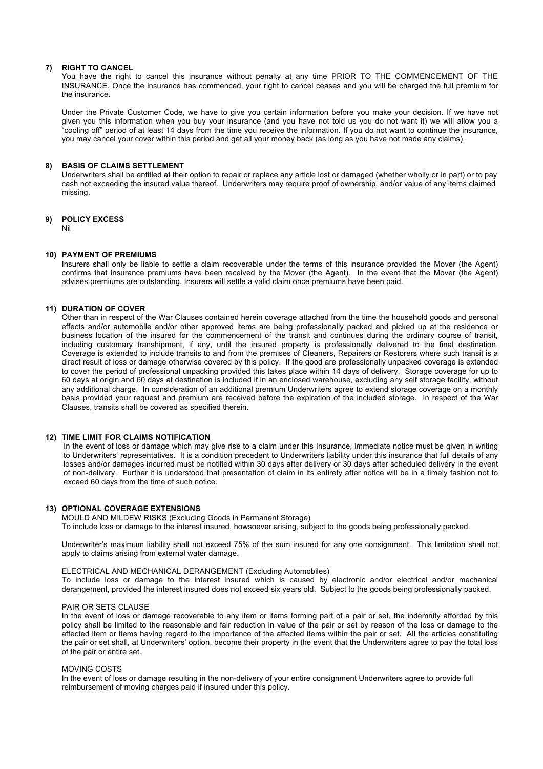## 7) RIGHT TO CANCEL

You have the right to cancel this insurance without penalty at any time PRIOR TO THE COMMENCEMENT OF THE INSURANCE. Once the insurance has commenced, your right to cancel ceases and you will be charged the full premium for the insurance.

Under the Private Customer Code, we have to give you certain information before you make your decision. If we have not given you this information when you buy your insurance (and you have not told us you do not want it) we will allow you a "cooling off" period of at least 14 days from the time you receive the information. If you do not want to continue the insurance, you may cancel your cover within this period and get all your money back (as long as you have not made any claims).

## 8) BASIS OF CLAIMS SETTLEMENT

Underwriters shall be entitled at their option to repair or replace any article lost or damaged (whether wholly or in part) or to pay cash not exceeding the insured value thereof. Underwriters may require proof of ownership, and/or value of any items claimed missing.

## 9) POLICY EXCESS

Nil

## 10) PAYMENT OF PREMIUMS

Insurers shall only be liable to settle a claim recoverable under the terms of this insurance provided the Mover (the Agent) confirms that insurance premiums have been received by the Mover (the Agent). In the event that the Mover (the Agent) advises premiums are outstanding, Insurers will settle a valid claim once premiums have been paid.

## 11) DURATION OF COVER

Other than in respect of the War Clauses contained herein coverage attached from the time the household goods and personal effects and/or automobile and/or other approved items are being professionally packed and picked up at the residence or business location of the insured for the commencement of the transit and continues during the ordinary course of transit, including customary transhipment, if any, until the insured property is professionally delivered to the final destination. Coverage is extended to include transits to and from the premises of Cleaners, Repairers or Restorers where such transit is a direct result of loss or damage otherwise covered by this policy. If the good are professionally unpacked coverage is extended to cover the period of professional unpacking provided this takes place within 14 days of delivery. Storage coverage for up to 60 days at origin and 60 days at destination is included if in an enclosed warehouse, excluding any self storage facility, without any additional charge. In consideration of an additional premium Underwriters agree to extend storage coverage on a monthly basis provided your request and premium are received before the expiration of the included storage. In respect of the War Clauses, transits shall be covered as specified therein.

## 12) TIME LIMIT FOR CLAIMS NOTIFICATION

In the event of loss or damage which may give rise to a claim under this Insurance, immediate notice must be given in writing to Underwriters' representatives. It is a condition precedent to Underwriters liability under this insurance that full details of any losses and/or damages incurred must be notified within 30 days after delivery or 30 days after scheduled delivery in the event of non-delivery. Further it is understood that presentation of claim in its entirety after notice will be in a timely fashion not to exceed 60 days from the time of such notice.

## 13) OPTIONAL COVERAGE EXTENSIONS

MOULD AND MILDEW RISKS (Excluding Goods in Permanent Storage)
To include loss or damage to the interest insured, howsoever arising, subject to the goods being professionally packed.

Underwriter's maximum liability shall not exceed 75% of the sum insured for any one consignment. This limitation shall not apply to claims arising from external water damage.

ELECTRICAL AND MECHANICAL DERANGEMENT (Excluding Automobiles)
To include loss or damage to the interest insured which is caused by electronic and/or electrical and/or mechanical derangement, provided the interest insured does not exceed six years old. Subject to the goods being professionally packed.

PAIR OR SETS CLAUSE
In the event of loss or damage recoverable to any item or items forming part of a pair or set, the indemnity afforded by this policy shall be limited to the reasonable and fair reduction in value of the pair or set by reason of the loss or damage to the affected item or items having regard to the importance of the affected items within the pair or set. All the articles constituting the pair or set shall, at Underwriters' option, become their property in the event that the Underwriters agree to pay the total loss of the pair or entire set.

MOVING COSTS
In the event of loss or damage resulting in the non-delivery of your entire consignment Underwriters agree to provide full reimbursement of moving charges paid if insured under this policy.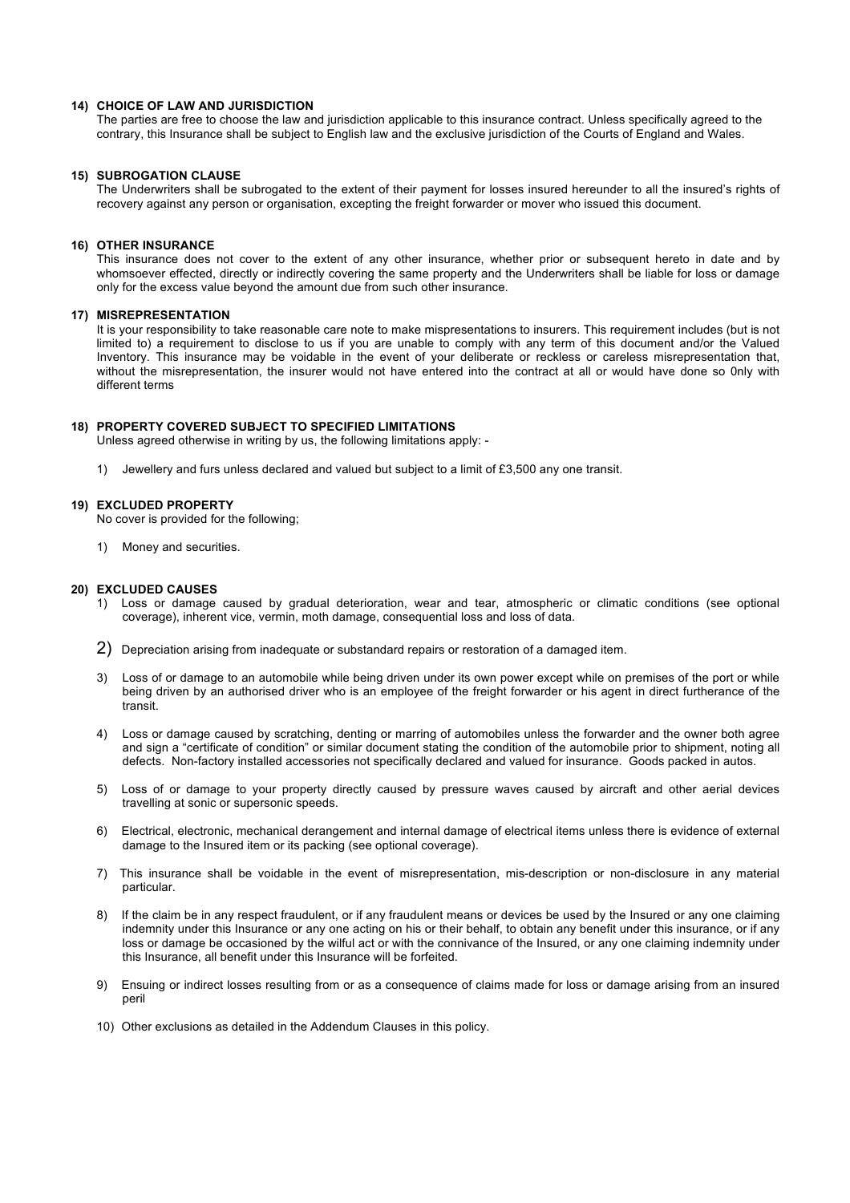## 14) CHOICE OF LAW AND JURISDICTION

The parties are free to choose the law and jurisdiction applicable to this insurance contract. Unless specifically agreed to the contrary, this Insurance shall be subject to English law and the exclusive jurisdiction of the Courts of England and Wales.

## 15) SUBROGATION CLAUSE

The Underwriters shall be subrogated to the extent of their payment for losses insured hereunder to all the insured's rights of recovery against any person or organisation, excepting the freight forwarder or mover who issued this document.

## 16) OTHER INSURANCE

This insurance does not cover to the extent of any other insurance, whether prior or subsequent hereto in date and by whomsoever effected, directly or indirectly covering the same property and the Underwriters shall be liable for loss or damage only for the excess value beyond the amount due from such other insurance.

## 17) MISREPRESENTATION

It is your responsibility to take reasonable care note to make mispresentations to insurers. This requirement includes (but is not limited to) a requirement to disclose to us if you are unable to comply with any term of this document and/or the Valued Inventory. This insurance may be voidable in the event of your deliberate or reckless or careless misrepresentation that, without the misrepresentation, the insurer would not have entered into the contract at all or would have done so 0nly with different terms

## 18) PROPERTY COVERED SUBJECT TO SPECIFIED LIMITATIONS

Unless agreed otherwise in writing by us, the following limitations apply: -

1) Jewellery and furs unless declared and valued but subject to a limit of £3,500 any one transit.

## 19) EXCLUDED PROPERTY

No cover is provided for the following;

1) Money and securities.

## 20) EXCLUDED CAUSES

1) Loss or damage caused by gradual deterioration, wear and tear, atmospheric or climatic conditions (see optional coverage), inherent vice, vermin, moth damage, consequential loss and loss of data.

2) Depreciation arising from inadequate or substandard repairs or restoration of a damaged item.

3) Loss of or damage to an automobile while being driven under its own power except while on premises of the port or while being driven by an authorised driver who is an employee of the freight forwarder or his agent in direct furtherance of the transit.

4) Loss or damage caused by scratching, denting or marring of automobiles unless the forwarder and the owner both agree and sign a "certificate of condition" or similar document stating the condition of the automobile prior to shipment, noting all defects. Non-factory installed accessories not specifically declared and valued for insurance. Goods packed in autos.

5) Loss of or damage to your property directly caused by pressure waves caused by aircraft and other aerial devices travelling at sonic or supersonic speeds.

6) Electrical, electronic, mechanical derangement and internal damage of electrical items unless there is evidence of external damage to the Insured item or its packing (see optional coverage).

7) This insurance shall be voidable in the event of misrepresentation, mis-description or non-disclosure in any material particular.

8) If the claim be in any respect fraudulent, or if any fraudulent means or devices be used by the Insured or any one claiming indemnity under this Insurance or any one acting on his or their behalf, to obtain any benefit under this insurance, or if any loss or damage be occasioned by the wilful act or with the connivance of the Insured, or any one claiming indemnity under this Insurance, all benefit under this Insurance will be forfeited.

9) Ensuing or indirect losses resulting from or as a consequence of claims made for loss or damage arising from an insured peril

10) Other exclusions as detailed in the Addendum Clauses in this policy.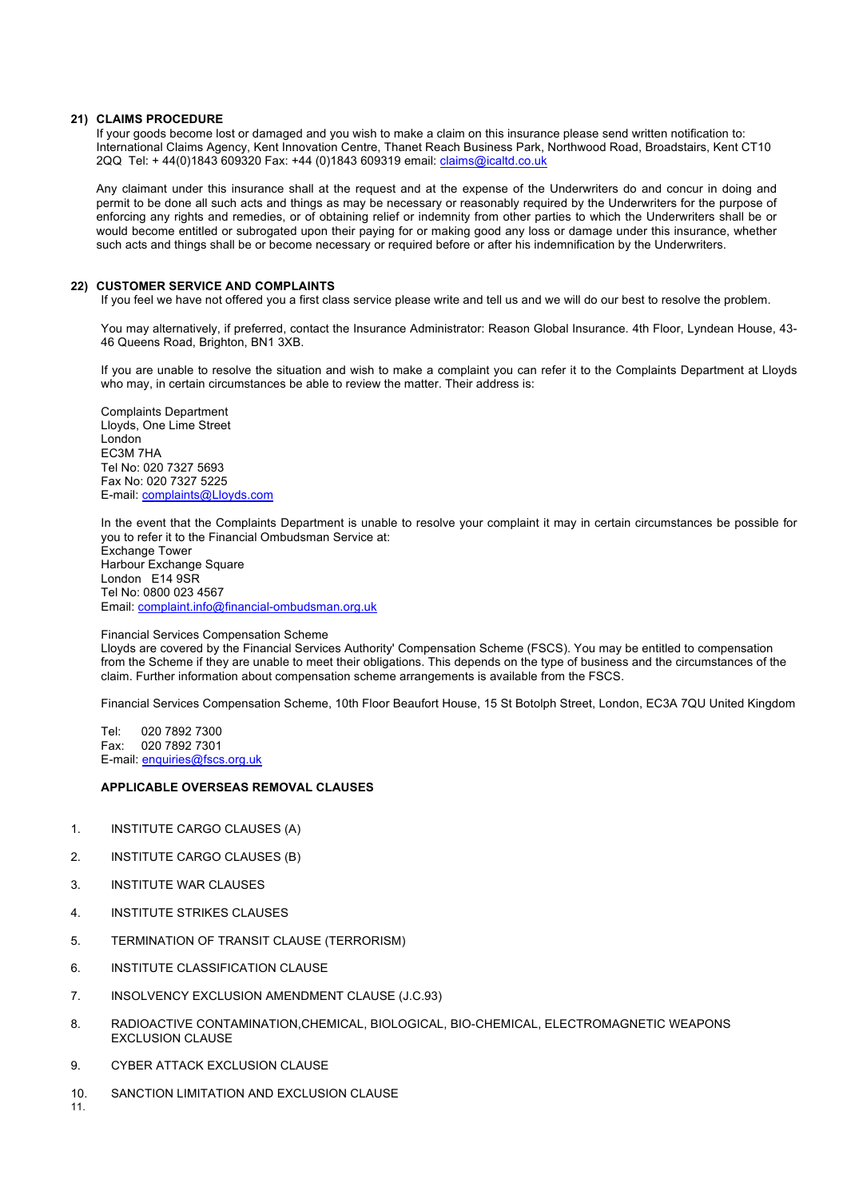**21) CLAIMS PROCEDURE**

If your goods become lost or damaged and you wish to make a claim on this insurance please send written notification to: International Claims Agency, Kent Innovation Centre, Thanet Reach Business Park, Northwood Road, Broadstairs, Kent CT10 2QQ Tel: + 44(0)1843 609320 Fax: +44 (0)1843 609319 email: claims@icaltd.co.uk

Any claimant under this insurance shall at the request and at the expense of the Underwriters do and concur in doing and permit to be done all such acts and things as may be necessary or reasonably required by the Underwriters for the purpose of enforcing any rights and remedies, or of obtaining relief or indemnity from other parties to which the Underwriters shall be or would become entitled or subrogated upon their paying for or making good any loss or damage under this insurance, whether such acts and things shall be or become necessary or required before or after his indemnification by the Underwriters.

**22) CUSTOMER SERVICE AND COMPLAINTS**

If you feel we have not offered you a first class service please write and tell us and we will do our best to resolve the problem.

You may alternatively, if preferred, contact the Insurance Administrator: Reason Global Insurance. 4th Floor, Lyndean House, 43-46 Queens Road, Brighton, BN1 3XB.

If you are unable to resolve the situation and wish to make a complaint you can refer it to the Complaints Department at Lloyds who may, in certain circumstances be able to review the matter. Their address is:

Complaints Department
Lloyds, One Lime Street
London
EC3M 7HA
Tel No: 020 7327 5693
Fax No: 020 7327 5225
E-mail: complaints@Lloyds.com

In the event that the Complaints Department is unable to resolve your complaint it may in certain circumstances be possible for you to refer it to the Financial Ombudsman Service at:
Exchange Tower
Harbour Exchange Square
London E14 9SR
Tel No: 0800 023 4567
Email: complaint.info@financial-ombudsman.org.uk

Financial Services Compensation Scheme
Lloyds are covered by the Financial Services Authority' Compensation Scheme (FSCS). You may be entitled to compensation from the Scheme if they are unable to meet their obligations. This depends on the type of business and the circumstances of the claim. Further information about compensation scheme arrangements is available from the FSCS.

Financial Services Compensation Scheme, 10th Floor Beaufort House, 15 St Botolph Street, London, EC3A 7QU United Kingdom

Tel: 020 7892 7300
Fax: 020 7892 7301
E-mail: enquiries@fscs.org.uk

**APPLICABLE OVERSEAS REMOVAL CLAUSES**

1. INSTITUTE CARGO CLAUSES (A)
2. INSTITUTE CARGO CLAUSES (B)
3. INSTITUTE WAR CLAUSES
4. INSTITUTE STRIKES CLAUSES
5. TERMINATION OF TRANSIT CLAUSE (TERRORISM)
6. INSTITUTE CLASSIFICATION CLAUSE
7. INSOLVENCY EXCLUSION AMENDMENT CLAUSE (J.C.93)
8. RADIOACTIVE CONTAMINATION,CHEMICAL, BIOLOGICAL, BIO-CHEMICAL, ELECTROMAGNETIC WEAPONS EXCLUSION CLAUSE
9. CYBER ATTACK EXCLUSION CLAUSE
10. SANCTION LIMITATION AND EXCLUSION CLAUSE
11.